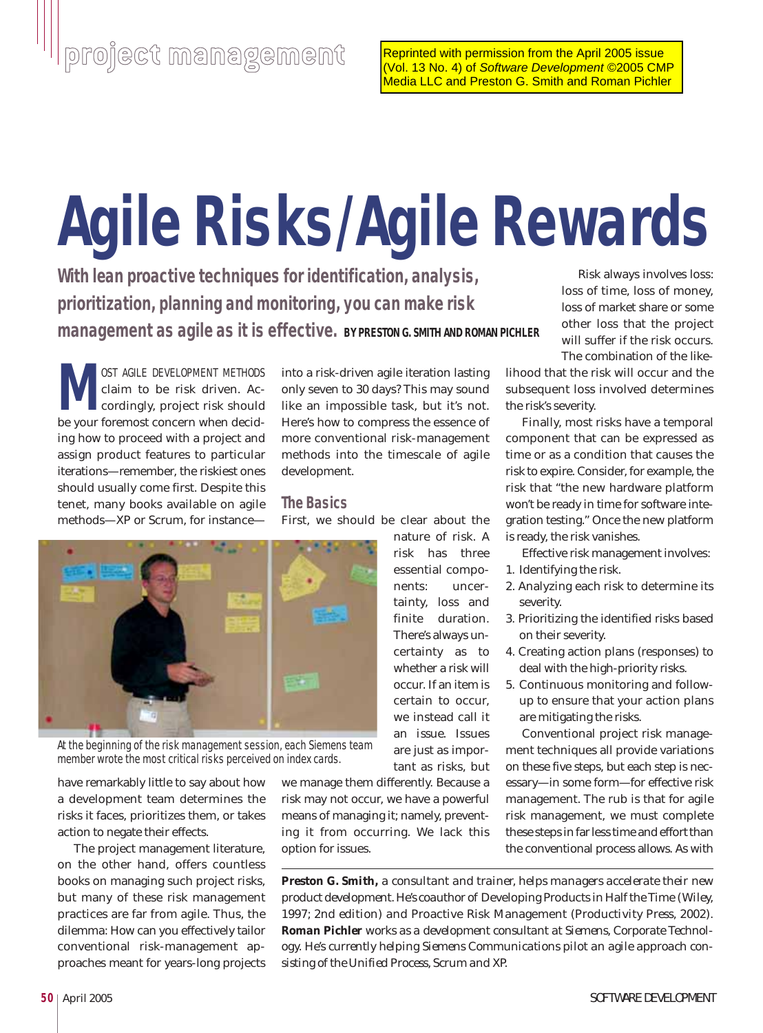Reprinted with permission from the April 2005 issue (Vol. 13 No. 4) of *Software Development* ©2005 CMP Media LLC and Preston G. Smith and Roman Pichler

# Agile Risks/Agile Rewards

**With lean proactive techniques for identification, analysis, prioritization, planning and monitoring, you can make risk management as agile as it is effective.** BY PRESTON G. SMITH AND ROMAN PICHLER

MOST AGILE DEVELOPMENT METHODS claim to be risk driven. Accordingly, project risk should be your foremost concern when deciding how to proceed with a project and assign product features to particular iterations—remember, the riskiest ones should usually come first. Despite this tenet, many books available on agile methods—XP or Scrum, for instance—have remarkably little to say about how a development team determines the risks it faces, prioritizes them, or takes action to negate their effects.

The project management literature, on the other hand, offers countless books on managing such project risks, but many of these risk management practices are far from agile. Thus, the dilemma: How can you effectively tailor conventional risk-management approaches meant for years-long projects into a risk-driven agile iteration lasting only seven to 30 days? This may sound like an impossible task, but it's not. Here's how to compress the essence of more conventional risk-management methods into the timescale of agile development.

*At the beginning of the risk management session, each Siemens team member wrote the most critical risks perceived on index cards.*

## The Basics

First, we should be clear about the nature of risk. A risk has three essential components: uncertainty, loss and finite duration. There's always uncertainty as to whether a risk will occur. If an item is certain to occur, we instead call it an issue. Issues are just as important as risks, but we manage them differently. Because a risk may not occur, we have a powerful means of managing it; namely, preventing it from occurring. We lack this option for issues.

Risk always involves loss: loss of time, loss of money, loss of market share or some other loss that the project will suffer if the risk occurs. The combination of the likelihood that the risk will occur and the subsequent loss involved determines the risk's severity.

Finally, most risks have a temporal component that can be expressed as time or as a condition that causes the risk to expire. Consider, for example, the risk that "the new hardware platform won't be ready in time for software integration testing." Once the new platform is ready, the risk vanishes.

Effective risk management involves:

1. Identifying the risk.
2. Analyzing each risk to determine its severity.
3. Prioritizing the identified risks based on their severity.
4. Creating action plans (responses) to deal with the high-priority risks.
5. Continuous monitoring and follow-up to ensure that your action plans are mitigating the risks.

Conventional project risk management techniques all provide variations on these five steps, but each step is necessary—in some form—for effective risk management. The rub is that for agile risk management, we must complete these steps in far less time and effort than the conventional process allows. As with

---

**Preston G. Smith,** a consultant and trainer, helps managers accelerate their new product development. He's coauthor of Developing Products in Half the Time (Wiley, 1997; 2nd edition) and Proactive Risk Management (Productivity Press, 2002). **Roman Pichler** works as a development consultant at Siemens, Corporate Technology. He's currently helping Siemens Communications pilot an agile approach consisting of the Unified Process, Scrum and XP.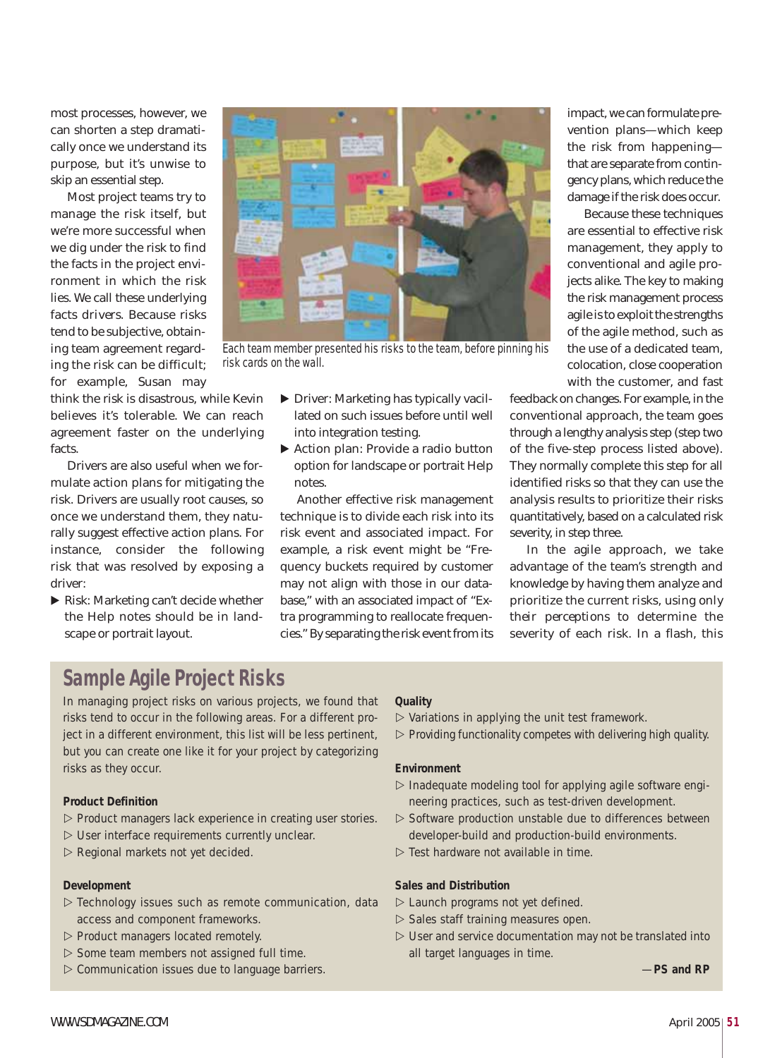most processes, however, we can shorten a step dramatically once we understand its purpose, but it's unwise to skip an essential step.

Most project teams try to manage the risk itself, but we're more successful when we dig under the risk to find the facts in the project environment in which the risk lies. We call these underlying facts drivers. Because risks tend to be subjective, obtaining team agreement regarding the risk can be difficult; for example, Susan may think the risk is disastrous, while Kevin believes it's tolerable. We can reach agreement faster on the underlying facts.

Drivers are also useful when we formulate action plans for mitigating the risk. Drivers are usually root causes, so once we understand them, they naturally suggest effective action plans. For instance, consider the following risk that was resolved by exposing a driver:

- Risk: Marketing can't decide whether the Help notes should be in landscape or portrait layout.
- Driver: Marketing has typically vacillated on such issues before until well into integration testing.
- Action plan: Provide a radio button option for landscape or portrait Help notes.

*Each team member presented his risks to the team, before pinning his risk cards on the wall.*

Another effective risk management technique is to divide each risk into its risk event and associated impact. For example, a risk event might be "Frequency buckets required by customer may not align with those in our database," with an associated impact of "Extra programming to reallocate frequencies." By separating the risk event from its impact, we can formulate prevention plans—which keep the risk from happening—that are separate from contingency plans, which reduce the damage if the risk does occur.

Because these techniques are essential to effective risk management, they apply to conventional and agile projects alike. The key to making the risk management process agile is to exploit the strengths of the agile method, such as the use of a dedicated team, colocation, close cooperation with the customer, and fast feedback on changes. For example, in the conventional approach, the team goes through a lengthy analysis step (step two of the five-step process listed above). They normally complete this step for all identified risks so that they can use the analysis results to prioritize their risks quantitatively, based on a calculated risk severity, in step three.

In the agile approach, we take advantage of the team's strength and knowledge by having them analyze and prioritize the current risks, using only their perceptions to determine the severity of each risk. In a flash, this

## Sample Agile Project Risks

In managing project risks on various projects, we found that risks tend to occur in the following areas. For a different project in a different environment, this list will be less pertinent, but you can create one like it for your project by categorizing risks as they occur.

**Product Definition**

- Product managers lack experience in creating user stories.
- User interface requirements currently unclear.
- Regional markets not yet decided.

**Development**

- Technology issues such as remote communication, data access and component frameworks.
- Product managers located remotely.
- Some team members not assigned full time.
- Communication issues due to language barriers.

**Quality**

- Variations in applying the unit test framework.
- Providing functionality competes with delivering high quality.

**Environment**

- Inadequate modeling tool for applying agile software engineering practices, such as test-driven development.
- Software production unstable due to differences between developer-build and production-build environments.
- Test hardware not available in time.

**Sales and Distribution**

- Launch programs not yet defined.
- Sales staff training measures open.
- User and service documentation may not be translated into all target languages in time.

—**PS and RP**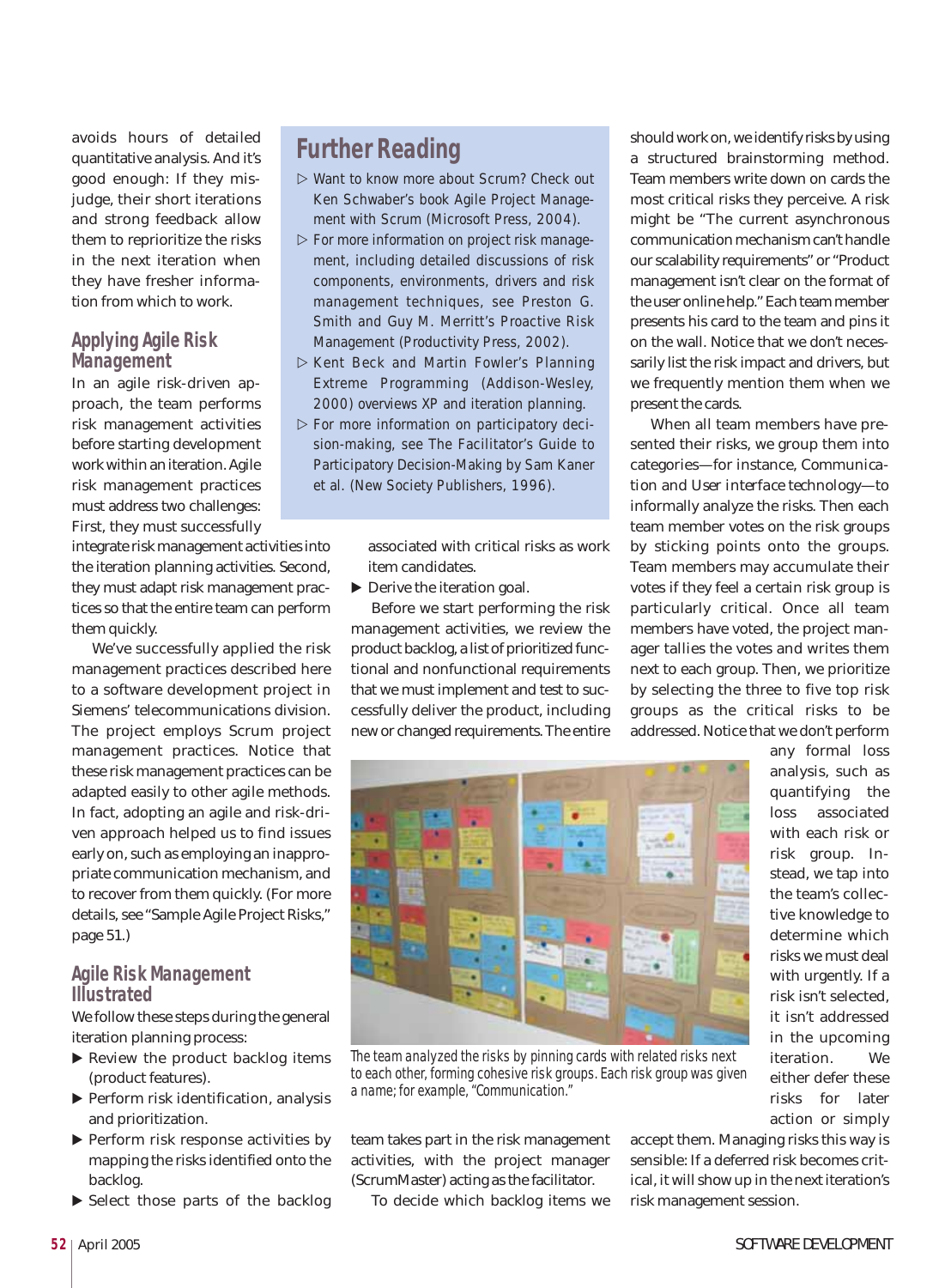avoids hours of detailed quantitative analysis. And it's good enough: If they misjudge, their short iterations and strong feedback allow them to reprioritize the risks in the next iteration when they have fresher information from which to work.

## Further Reading

- Want to know more about Scrum? Check out Ken Schwaber's book Agile Project Management with Scrum (Microsoft Press, 2004).
- For more information on project risk management, including detailed discussions of risk components, environments, drivers and risk management techniques, see Preston G. Smith and Guy M. Merritt's Proactive Risk Management (Productivity Press, 2002).
- Kent Beck and Martin Fowler's Planning Extreme Programming (Addison-Wesley, 2000) overviews XP and iteration planning.
- For more information on participatory decision-making, see The Facilitator's Guide to Participatory Decision-Making by Sam Kaner et al. (New Society Publishers, 1996).

## Applying Agile Risk Management

In an agile risk-driven approach, the team performs risk management activities before starting development work within an iteration. Agile risk management practices must address two challenges: First, they must successfully integrate risk management activities into the iteration planning activities. Second, they must adapt risk management practices so that the entire team can perform them quickly.

We've successfully applied the risk management practices described here to a software development project in Siemens' telecommunications division. The project employs Scrum project management practices. Notice that these risk management practices can be adapted easily to other agile methods. In fact, adopting an agile and risk-driven approach helped us to find issues early on, such as employing an inappropriate communication mechanism, and to recover from them quickly. (For more details, see "Sample Agile Project Risks," page 51.)

## Agile Risk Management Illustrated

We follow these steps during the general iteration planning process:

- Review the product backlog items (product features).
- Perform risk identification, analysis and prioritization.
- Perform risk response activities by mapping the risks identified onto the backlog.
- Select those parts of the backlog associated with critical risks as work item candidates.
- Derive the iteration goal.

Before we start performing the risk management activities, we review the product backlog, a list of prioritized functional and nonfunctional requirements that we must implement and test to successfully deliver the product, including new or changed requirements. The entire team takes part in the risk management activities, with the project manager (ScrumMaster) acting as the facilitator.

To decide which backlog items we should work on, we identify risks by using a structured brainstorming method. Team members write down on cards the most critical risks they perceive. A risk might be "The current asynchronous communication mechanism can't handle our scalability requirements" or "Product management isn't clear on the format of the user online help." Each team member presents his card to the team and pins it on the wall. Notice that we don't necessarily list the risk impact and drivers, but we frequently mention them when we present the cards.

*The team analyzed the risks by pinning cards with related risks next to each other, forming cohesive risk groups. Each risk group was given a name; for example, "Communication."*

When all team members have presented their risks, we group them into categories—for instance, Communication and User interface technology—to informally analyze the risks. Then each team member votes on the risk groups by sticking points onto the groups. Team members may accumulate their votes if they feel a certain risk group is particularly critical. Once all team members have voted, the project manager tallies the votes and writes them next to each group. Then, we prioritize by selecting the three to five top risk groups as the critical risks to be addressed. Notice that we don't perform any formal loss analysis, such as quantifying the loss associated with each risk or risk group. Instead, we tap into the team's collective knowledge to determine which risks we must deal with urgently. If a risk isn't selected, it isn't addressed in the upcoming iteration. We either defer these risks for later action or simply accept them. Managing risks this way is sensible: If a deferred risk becomes critical, it will show up in the next iteration's risk management session.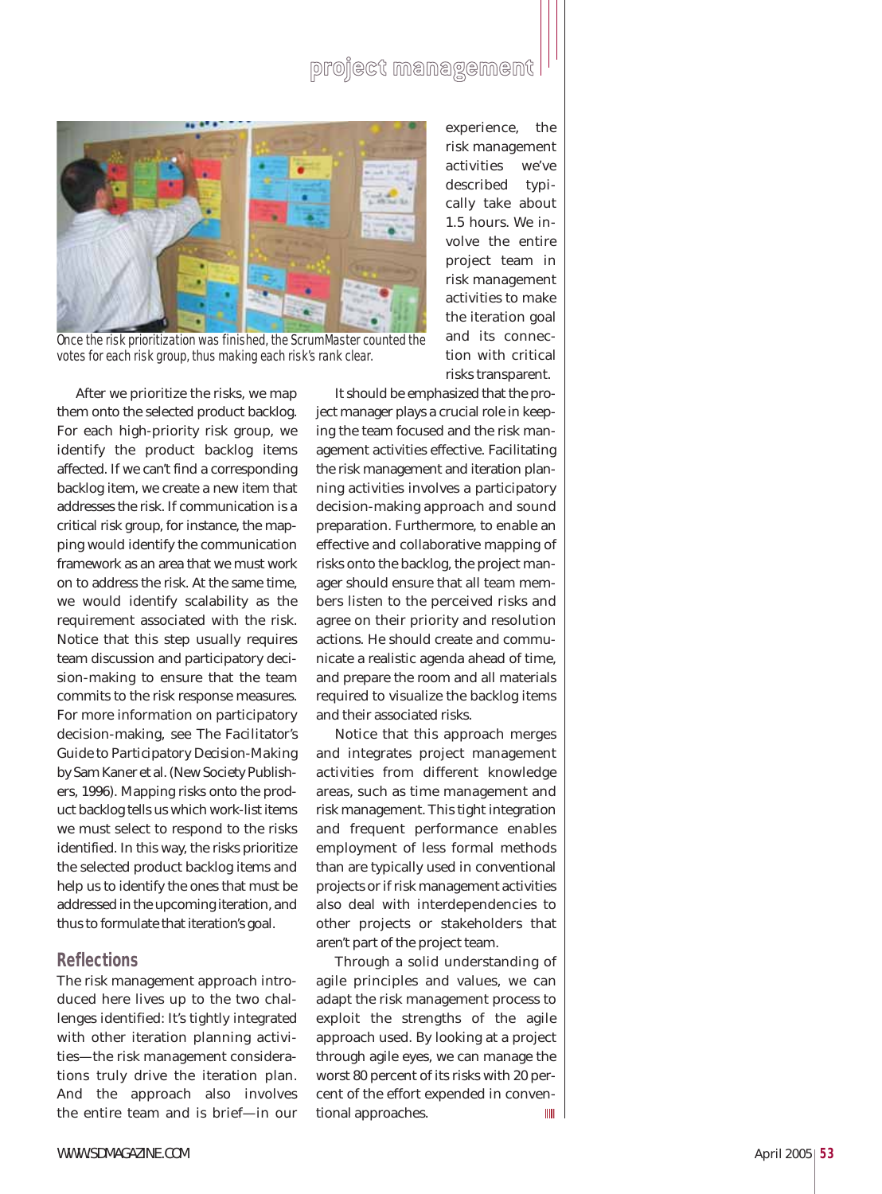Once the risk prioritization was finished, the ScrumMaster counted the votes for each risk group, thus making each risk's rank clear.

After we prioritize the risks, we map them onto the selected product backlog. For each high-priority risk group, we identify the product backlog items affected. If we can't find a corresponding backlog item, we create a new item that addresses the risk. If communication is a critical risk group, for instance, the mapping would identify the communication framework as an area that we must work on to address the risk. At the same time, we would identify scalability as the requirement associated with the risk. Notice that this step usually requires team discussion and participatory decision-making to ensure that the team commits to the risk response measures. For more information on participatory decision-making, see The Facilitator's Guide to Participatory Decision-Making by Sam Kaner et al. (New Society Publishers, 1996). Mapping risks onto the product backlog tells us which work-list items we must select to respond to the risks identified. In this way, the risks prioritize the selected product backlog items and help us to identify the ones that must be addressed in the upcoming iteration, and thus to formulate that iteration's goal.

## Reflections

The risk management approach introduced here lives up to the two challenges identified: It's tightly integrated with other iteration planning activities—the risk management considerations truly drive the iteration plan. And the approach also involves the entire team and is brief—in our experience, the risk management activities we've described typically take about 1.5 hours. We involve the entire project team in risk management activities to make the iteration goal and its connection with critical risks transparent.

It should be emphasized that the project manager plays a crucial role in keeping the team focused and the risk management activities effective. Facilitating the risk management and iteration planning activities involves a participatory decision-making approach and sound preparation. Furthermore, to enable an effective and collaborative mapping of risks onto the backlog, the project manager should ensure that all team members listen to the perceived risks and agree on their priority and resolution actions. He should create and communicate a realistic agenda ahead of time, and prepare the room and all materials required to visualize the backlog items and their associated risks.

Notice that this approach merges and integrates project management activities from different knowledge areas, such as time management and risk management. This tight integration and frequent performance enables employment of less formal methods than are typically used in conventional projects or if risk management activities also deal with interdependencies to other projects or stakeholders that aren't part of the project team.

Through a solid understanding of agile principles and values, we can adapt the risk management process to exploit the strengths of the agile approach used. By looking at a project through agile eyes, we can manage the worst 80 percent of its risks with 20 percent of the effort expended in conventional approaches.